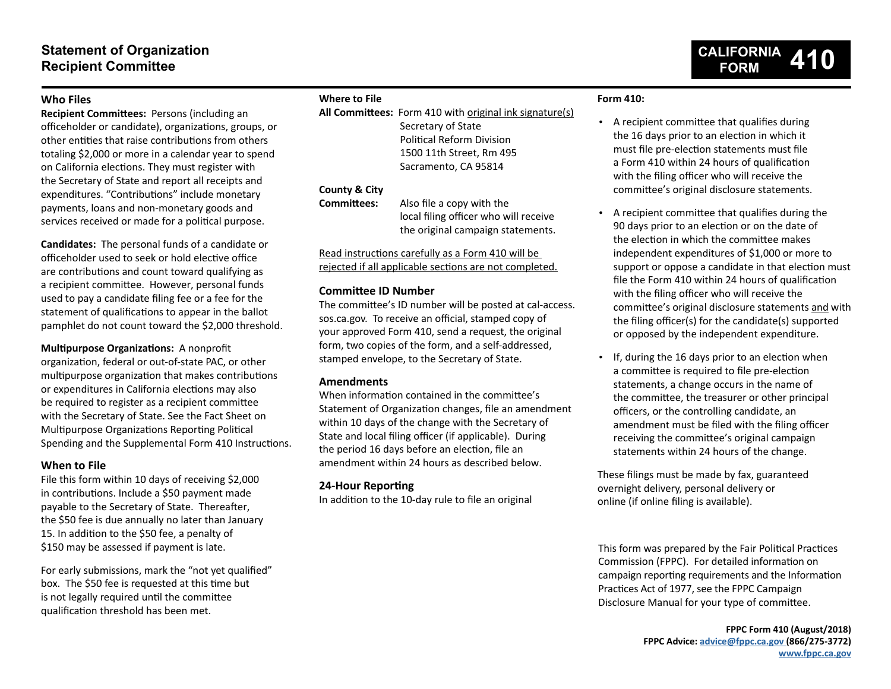# Statement of Organization Recipient Committee

**CALIFORNIA FORM 410**

## Who Files

**Recipient Committees:** Persons (including an officeholder or candidate), organizations, groups, or other entities that raise contributions from others totaling $2,000 or more in a calendar year to spend on California elections. They must register with the Secretary of State and report all receipts and expenditures. "Contributions" include monetary payments, loans and non-monetary goods and services received or made for a political purpose.

**Candidates:** The personal funds of a candidate or officeholder used to seek or hold elective office are contributions and count toward qualifying as a recipient committee. However, personal funds used to pay a candidate filing fee or a fee for the statement of qualifications to appear in the ballot pamphlet do not count toward the $2,000 threshold.

**Multipurpose Organizations:** A nonprofit organization, federal or out-of-state PAC, or other multipurpose organization that makes contributions or expenditures in California elections may also be required to register as a recipient committee with the Secretary of State. See the Fact Sheet on Multipurpose Organizations Reporting Political Spending and the Supplemental Form 410 Instructions.

## When to File

File this form within 10 days of receiving $2,000 in contributions. Include a $50 payment made payable to the Secretary of State. Thereafter, the $50 fee is due annually no later than January 15. In addition to the $50 fee, a penalty of $150 may be assessed if payment is late.

For early submissions, mark the "not yet qualified" box. The $50 fee is requested at this time but is not legally required until the committee qualification threshold has been met.

## Where to File

**All Committees:** Form 410 with original ink signature(s)
Secretary of State
Political Reform Division
1500 11th Street, Rm 495
Sacramento, CA 95814

**County & City Committees:** Also file a copy with the local filing officer who will receive the original campaign statements.

Read instructions carefully as a Form 410 will be rejected if all applicable sections are not completed.

## Committee ID Number

The committee's ID number will be posted at cal-access.sos.ca.gov. To receive an official, stamped copy of your approved Form 410, send a request, the original form, two copies of the form, and a self-addressed, stamped envelope, to the Secretary of State.

## Amendments

When information contained in the committee's Statement of Organization changes, file an amendment within 10 days of the change with the Secretary of State and local filing officer (if applicable). During the period 16 days before an election, file an amendment within 24 hours as described below.

## 24-Hour Reporting

In addition to the 10-day rule to file an original

**Form 410:**

- A recipient committee that qualifies during the 16 days prior to an election in which it must file pre-election statements must file a Form 410 within 24 hours of qualification with the filing officer who will receive the committee's original disclosure statements.
- A recipient committee that qualifies during the 90 days prior to an election or on the date of the election in which the committee makes independent expenditures of $1,000 or more to support or oppose a candidate in that election must file the Form 410 within 24 hours of qualification with the filing officer who will receive the committee's original disclosure statements and with the filing officer(s) for the candidate(s) supported or opposed by the independent expenditure.
- If, during the 16 days prior to an election when a committee is required to file pre-election statements, a change occurs in the name of the committee, the treasurer or other principal officers, or the controlling candidate, an amendment must be filed with the filing officer receiving the committee's original campaign statements within 24 hours of the change.

These filings must be made by fax, guaranteed overnight delivery, personal delivery or online (if online filing is available).

This form was prepared by the Fair Political Practices Commission (FPPC). For detailed information on campaign reporting requirements and the Information Practices Act of 1977, see the FPPC Campaign Disclosure Manual for your type of committee.

**FPPC Form 410 (August/2018)**
**FPPC Advice: advice@fppc.ca.gov (866/275-3772)**
**www.fppc.ca.gov**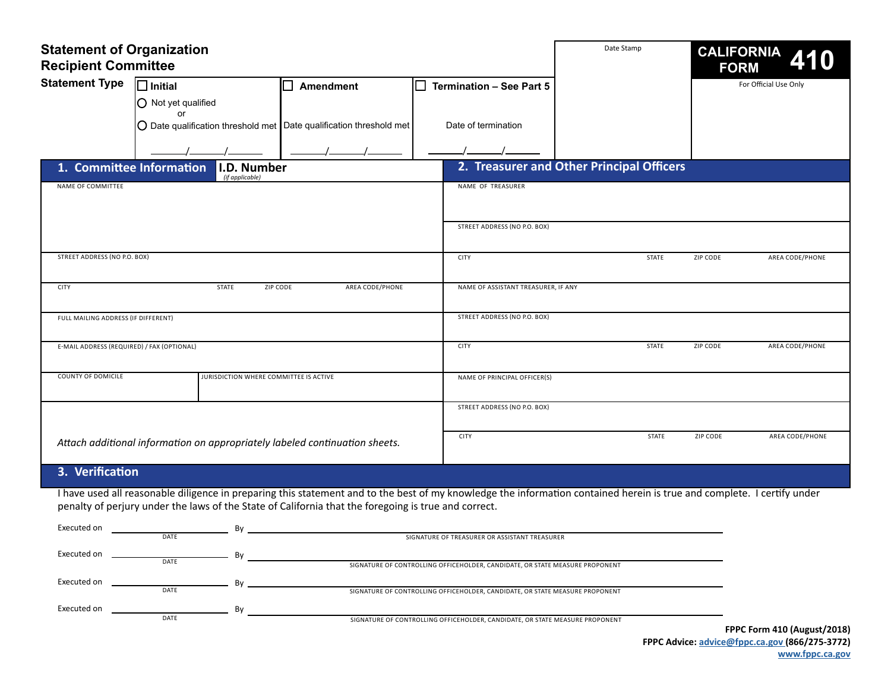# Statement of Organization Recipient Committee

**CALIFORNIA FORM 410**

Date Stamp

For Official Use Only

**Statement Type**

| ☐ **Initial** | ☐ **Amendment** | ☐ **Termination – See Part 5** |
|---|---|---|
| ◯ Not yet qualified or ◯ Date qualification threshold met | Date qualification threshold met | Date of termination |
| ______/______/______ | ______/______/______ | ______/______/______ |

## 1. Committee Information

**I.D. Number** *(if applicable)*

NAME OF COMMITTEE

STREET ADDRESS (NO P.O. BOX)

| CITY | STATE | ZIP CODE | AREA CODE/PHONE |
|---|---|---|---|
| | | | |

FULL MAILING ADDRESS (IF DIFFERENT)

E-MAIL ADDRESS (REQUIRED) / FAX (OPTIONAL)

| COUNTY OF DOMICILE | JURISDICTION WHERE COMMITTEE IS ACTIVE |
|---|---|
| | |

*Attach additional information on appropriately labeled continuation sheets.*

## 2. Treasurer and Other Principal Officers

NAME OF TREASURER

STREET ADDRESS (NO P.O. BOX)

| CITY | STATE | ZIP CODE | AREA CODE/PHONE |
|---|---|---|---|
| | | | |

NAME OF ASSISTANT TREASURER, IF ANY

STREET ADDRESS (NO P.O. BOX)

| CITY | STATE | ZIP CODE | AREA CODE/PHONE |
|---|---|---|---|
| | | | |

NAME OF PRINCIPAL OFFICER(S)

STREET ADDRESS (NO P.O. BOX)

| CITY | STATE | ZIP CODE | AREA CODE/PHONE |
|---|---|---|---|
| | | | |

## 3. Verification

I have used all reasonable diligence in preparing this statement and to the best of my knowledge the information contained herein is true and complete. I certify under penalty of perjury under the laws of the State of California that the foregoing is true and correct.

Executed on ____________ By ________________________________
DATE — SIGNATURE OF TREASURER OR ASSISTANT TREASURER

Executed on ____________ By ________________________________
DATE — SIGNATURE OF CONTROLLING OFFICEHOLDER, CANDIDATE, OR STATE MEASURE PROPONENT

Executed on ____________ By ________________________________
DATE — SIGNATURE OF CONTROLLING OFFICEHOLDER, CANDIDATE, OR STATE MEASURE PROPONENT

Executed on ____________ By ________________________________
DATE — SIGNATURE OF CONTROLLING OFFICEHOLDER, CANDIDATE, OR STATE MEASURE PROPONENT

**FPPC Form 410 (August/2018)**
**FPPC Advice:** advice@fppc.ca.gov **(866/275-3772)**
**www.fppc.ca.gov**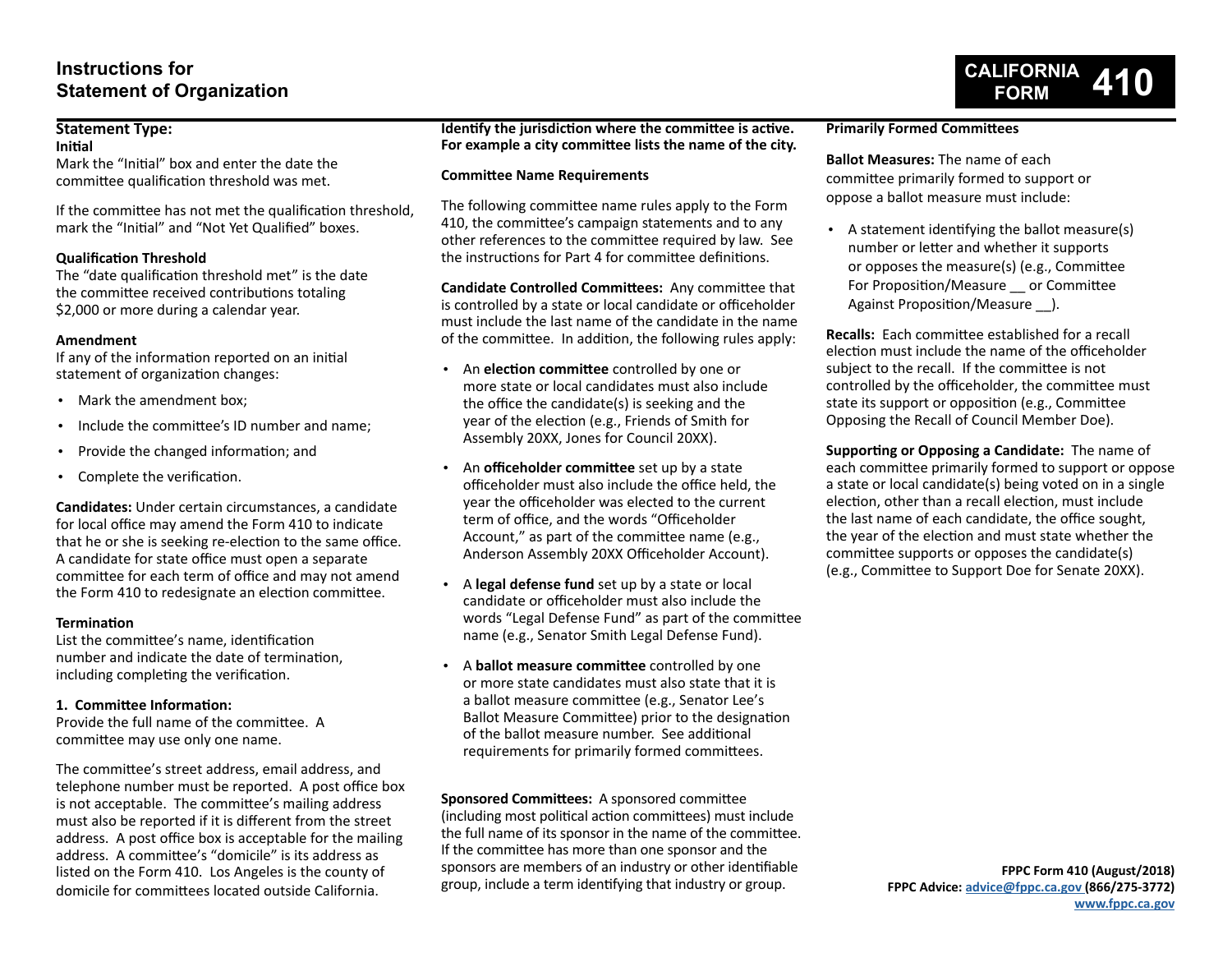# Instructions for Statement of Organization

**CALIFORNIA FORM 410**

## Statement Type:

**Initial**

Mark the "Initial" box and enter the date the committee qualification threshold was met.

If the committee has not met the qualification threshold, mark the "Initial" and "Not Yet Qualified" boxes.

**Qualification Threshold**

The "date qualification threshold met" is the date the committee received contributions totaling $2,000 or more during a calendar year.

**Amendment**

If any of the information reported on an initial statement of organization changes:

- Mark the amendment box;
- Include the committee's ID number and name;
- Provide the changed information; and
- Complete the verification.

**Candidates:** Under certain circumstances, a candidate for local office may amend the Form 410 to indicate that he or she is seeking re-election to the same office. A candidate for state office must open a separate committee for each term of office and may not amend the Form 410 to redesignate an election committee.

**Termination**

List the committee's name, identification number and indicate the date of termination, including completing the verification.

### 1. Committee Information:

Provide the full name of the committee. A committee may use only one name.

The committee's street address, email address, and telephone number must be reported. A post office box is not acceptable. The committee's mailing address must also be reported if it is different from the street address. A post office box is acceptable for the mailing address. A committee's "domicile" is its address as listed on the Form 410. Los Angeles is the county of domicile for committees located outside California.

**Identify the jurisdiction where the committee is active. For example a city committee lists the name of the city.**

**Committee Name Requirements**

The following committee name rules apply to the Form 410, the committee's campaign statements and to any other references to the committee required by law. See the instructions for Part 4 for committee definitions.

**Candidate Controlled Committees:** Any committee that is controlled by a state or local candidate or officeholder must include the last name of the candidate in the name of the committee. In addition, the following rules apply:

- An **election committee** controlled by one or more state or local candidates must also include the office the candidate(s) is seeking and the year of the election (e.g., Friends of Smith for Assembly 20XX, Jones for Council 20XX).
- An **officeholder committee** set up by a state officeholder must also include the office held, the year the officeholder was elected to the current term of office, and the words "Officeholder Account," as part of the committee name (e.g., Anderson Assembly 20XX Officeholder Account).
- A **legal defense fund** set up by a state or local candidate or officeholder must also include the words "Legal Defense Fund" as part of the committee name (e.g., Senator Smith Legal Defense Fund).
- A **ballot measure committee** controlled by one or more state candidates must also state that it is a ballot measure committee (e.g., Senator Lee's Ballot Measure Committee) prior to the designation of the ballot measure number. See additional requirements for primarily formed committees.

**Sponsored Committees:** A sponsored committee (including most political action committees) must include the full name of its sponsor in the name of the committee. If the committee has more than one sponsor and the sponsors are members of an industry or other identifiable group, include a term identifying that industry or group.

**Primarily Formed Committees**

**Ballot Measures:** The name of each committee primarily formed to support or oppose a ballot measure must include:

- A statement identifying the ballot measure(s) number or letter and whether it supports or opposes the measure(s) (e.g., Committee For Proposition/Measure __ or Committee Against Proposition/Measure __).

**Recalls:** Each committee established for a recall election must include the name of the officeholder subject to the recall. If the committee is not controlled by the officeholder, the committee must state its support or opposition (e.g., Committee Opposing the Recall of Council Member Doe).

**Supporting or Opposing a Candidate:** The name of each committee primarily formed to support or oppose a state or local candidate(s) being voted on in a single election, other than a recall election, must include the last name of each candidate, the office sought, the year of the election and must state whether the committee supports or opposes the candidate(s) (e.g., Committee to Support Doe for Senate 20XX).

**FPPC Form 410 (August/2018)**
**FPPC Advice: advice@fppc.ca.gov (866/275-3772)**
**www.fppc.ca.gov**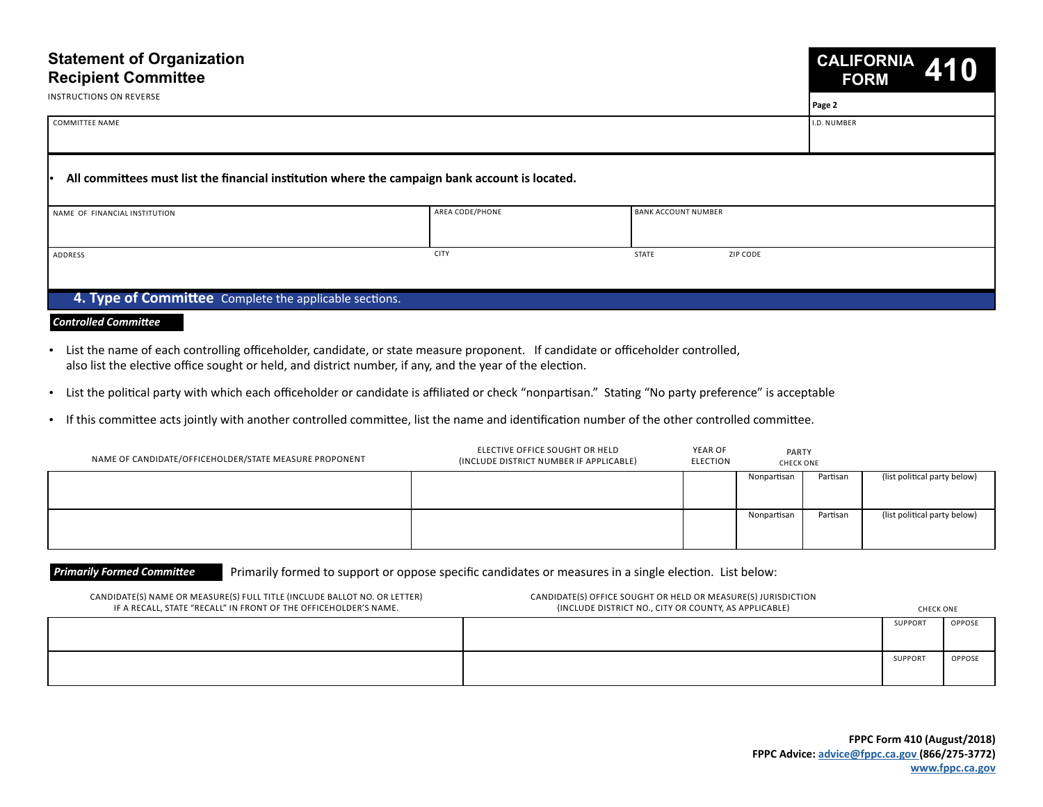# Statement of Organization Recipient Committee

INSTRUCTIONS ON REVERSE

**CALIFORNIA FORM 410**

Page 2

| COMMITTEE NAME | I.D. NUMBER |
|---|---|
| | |

- **All committees must list the financial institution where the campaign bank account is located.**

| NAME OF FINANCIAL INSTITUTION | AREA CODE/PHONE | BANK ACCOUNT NUMBER | |
|---|---|---|---|
| | | | |
| ADDRESS | CITY | STATE | ZIP CODE |
| | | | |

## 4. Type of Committee Complete the applicable sections.

***Controlled Committee***

- List the name of each controlling officeholder, candidate, or state measure proponent. If candidate or officeholder controlled, also list the elective office sought or held, and district number, if any, and the year of the election.
- List the political party with which each officeholder or candidate is affiliated or check "nonpartisan." Stating "No party preference" is acceptable
- If this committee acts jointly with another controlled committee, list the name and identification number of the other controlled committee.

| NAME OF CANDIDATE/OFFICEHOLDER/STATE MEASURE PROPONENT | ELECTIVE OFFICE SOUGHT OR HELD (INCLUDE DISTRICT NUMBER IF APPLICABLE) | YEAR OF ELECTION | PARTY CHECK ONE | | |
|---|---|---|---|---|---|
| | | | Nonpartisan | Partisan | (list political party below) |
| | | | Nonpartisan | Partisan | (list political party below) |

***Primarily Formed Committee*** Primarily formed to support or oppose specific candidates or measures in a single election. List below:

| CANDIDATE(S) NAME OR MEASURE(S) FULL TITLE (INCLUDE BALLOT NO. OR LETTER) IF A RECALL, STATE "RECALL" IN FRONT OF THE OFFICEHOLDER'S NAME. | CANDIDATE(S) OFFICE SOUGHT OR HELD OR MEASURE(S) JURISDICTION (INCLUDE DISTRICT NO., CITY OR COUNTY, AS APPLICABLE) | CHECK ONE | |
|---|---|---|---|
| | | SUPPORT | OPPOSE |
| | | SUPPORT | OPPOSE |

**FPPC Form 410 (August/2018)**
**FPPC Advice: advice@fppc.ca.gov (866/275-3772)**
**www.fppc.ca.gov**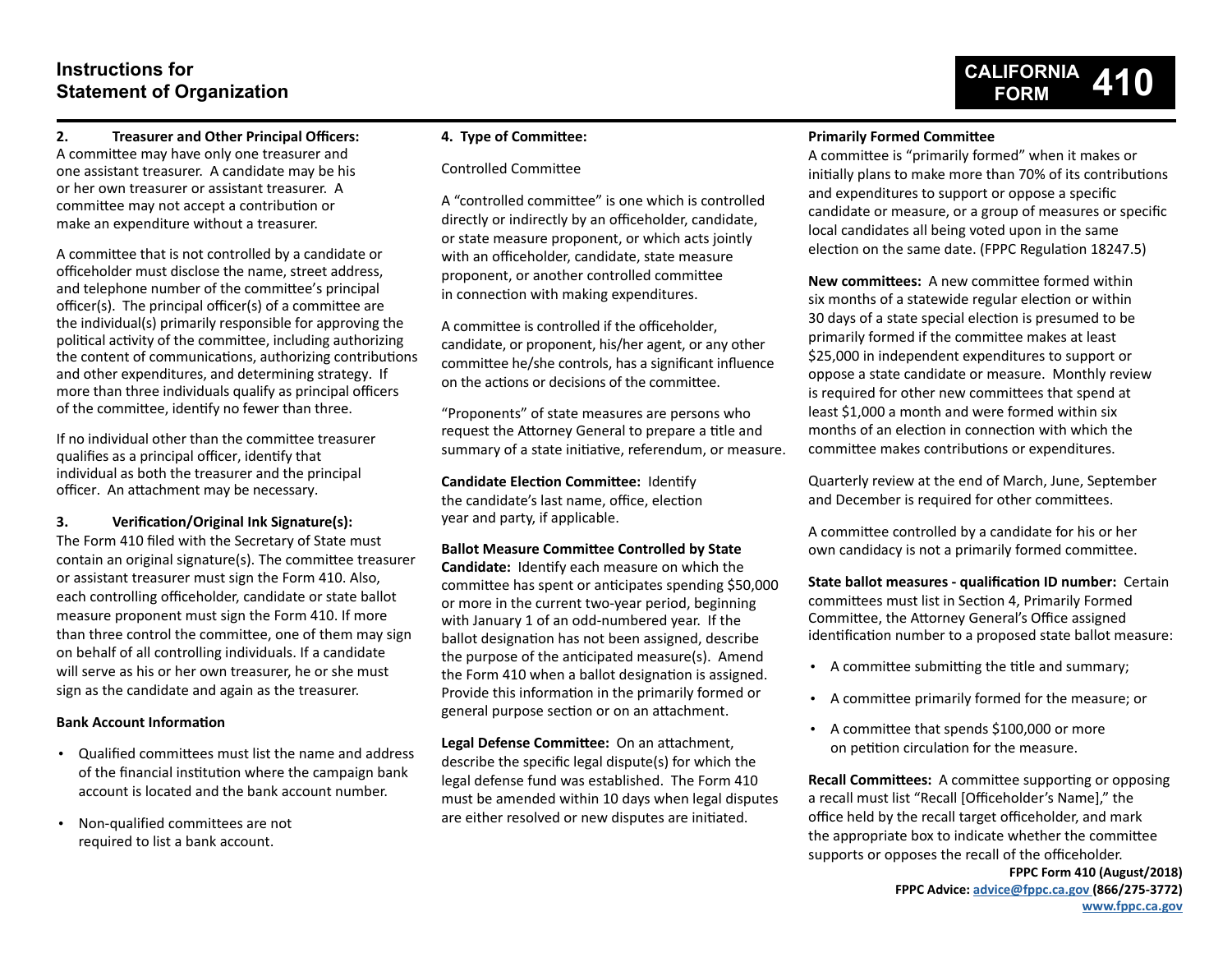# Instructions for Statement of Organization

**CALIFORNIA FORM 410**

### 2. Treasurer and Other Principal Officers:

A committee may have only one treasurer and one assistant treasurer. A candidate may be his or her own treasurer or assistant treasurer. A committee may not accept a contribution or make an expenditure without a treasurer.

A committee that is not controlled by a candidate or officeholder must disclose the name, street address, and telephone number of the committee's principal officer(s). The principal officer(s) of a committee are the individual(s) primarily responsible for approving the political activity of the committee, including authorizing the content of communications, authorizing contributions and other expenditures, and determining strategy. If more than three individuals qualify as principal officers of the committee, identify no fewer than three.

If no individual other than the committee treasurer qualifies as a principal officer, identify that individual as both the treasurer and the principal officer. An attachment may be necessary.

### 3. Verification/Original Ink Signature(s):

The Form 410 filed with the Secretary of State must contain an original signature(s). The committee treasurer or assistant treasurer must sign the Form 410. Also, each controlling officeholder, candidate or state ballot measure proponent must sign the Form 410. If more than three control the committee, one of them may sign on behalf of all controlling individuals. If a candidate will serve as his or her own treasurer, he or she must sign as the candidate and again as the treasurer.

**Bank Account Information**

- Qualified committees must list the name and address of the financial institution where the campaign bank account is located and the bank account number.
- Non-qualified committees are not required to list a bank account.

### 4. Type of Committee:

Controlled Committee

A "controlled committee" is one which is controlled directly or indirectly by an officeholder, candidate, or state measure proponent, or which acts jointly with an officeholder, candidate, state measure proponent, or another controlled committee in connection with making expenditures.

A committee is controlled if the officeholder, candidate, or proponent, his/her agent, or any other committee he/she controls, has a significant influence on the actions or decisions of the committee.

"Proponents" of state measures are persons who request the Attorney General to prepare a title and summary of a state initiative, referendum, or measure.

**Candidate Election Committee:** Identify the candidate's last name, office, election year and party, if applicable.

**Ballot Measure Committee Controlled by State Candidate:** Identify each measure on which the committee has spent or anticipates spending $50,000 or more in the current two-year period, beginning with January 1 of an odd-numbered year. If the ballot designation has not been assigned, describe the purpose of the anticipated measure(s). Amend the Form 410 when a ballot designation is assigned. Provide this information in the primarily formed or general purpose section or on an attachment.

**Legal Defense Committee:** On an attachment, describe the specific legal dispute(s) for which the legal defense fund was established. The Form 410 must be amended within 10 days when legal disputes are either resolved or new disputes are initiated.

**Primarily Formed Committee**

A committee is "primarily formed" when it makes or initially plans to make more than 70% of its contributions and expenditures to support or oppose a specific candidate or measure, or a group of measures or specific local candidates all being voted upon in the same election on the same date. (FPPC Regulation 18247.5)

**New committees:** A new committee formed within six months of a statewide regular election or within 30 days of a state special election is presumed to be primarily formed if the committee makes at least $25,000 in independent expenditures to support or oppose a state candidate or measure. Monthly review is required for other new committees that spend at least $1,000 a month and were formed within six months of an election in connection with which the committee makes contributions or expenditures.

Quarterly review at the end of March, June, September and December is required for other committees.

A committee controlled by a candidate for his or her own candidacy is not a primarily formed committee.

**State ballot measures - qualification ID number:** Certain committees must list in Section 4, Primarily Formed Committee, the Attorney General's Office assigned identification number to a proposed state ballot measure:

- A committee submitting the title and summary;
- A committee primarily formed for the measure; or
- A committee that spends $100,000 or more on petition circulation for the measure.

**Recall Committees:** A committee supporting or opposing a recall must list "Recall [Officeholder's Name]," the office held by the recall target officeholder, and mark the appropriate box to indicate whether the committee supports or opposes the recall of the officeholder.

**FPPC Form 410 (August/2018)**
**FPPC Advice: advice@fppc.ca.gov (866/275-3772)**
**www.fppc.ca.gov**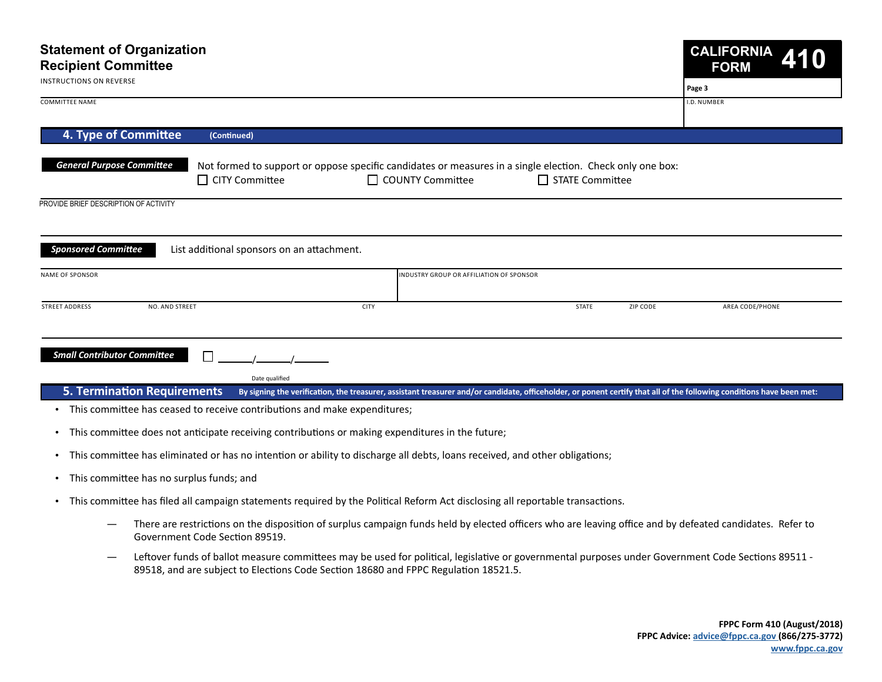# Statement of Organization Recipient Committee

INSTRUCTIONS ON REVERSE

**CALIFORNIA FORM 410**

Page 3

| COMMITTEE NAME | I.D. NUMBER |
|---|---|
| | |

## 4. Type of Committee (Continued)

***General Purpose Committee*** Not formed to support or oppose specific candidates or measures in a single election. Check only one box:

☐ CITY Committee ☐ COUNTY Committee ☐ STATE Committee

PROVIDE BRIEF DESCRIPTION OF ACTIVITY

***Sponsored Committee*** List additional sponsors on an attachment.

| NAME OF SPONSOR | INDUSTRY GROUP OR AFFILIATION OF SPONSOR |
|---|---|
| | |

| STREET ADDRESS NO. AND STREET | CITY | STATE | ZIP CODE | AREA CODE/PHONE |
|---|---|---|---|---|
| | | | | |

***Small Contributor Committee*** ☐ ______/______/______

Date qualified

## 5. Termination Requirements

**By signing the verification, the treasurer, assistant treasurer and/or candidate, officeholder, or ponent certify that all of the following conditions have been met:**

- This committee has ceased to receive contributions and make expenditures;
- This committee does not anticipate receiving contributions or making expenditures in the future;
- This committee has eliminated or has no intention or ability to discharge all debts, loans received, and other obligations;
- This committee has no surplus funds; and
- This committee has filed all campaign statements required by the Political Reform Act disclosing all reportable transactions.

  — There are restrictions on the disposition of surplus campaign funds held by elected officers who are leaving office and by defeated candidates. Refer to Government Code Section 89519.

  — Leftover funds of ballot measure committees may be used for political, legislative or governmental purposes under Government Code Sections 89511 - 89518, and are subject to Elections Code Section 18680 and FPPC Regulation 18521.5.

**FPPC Form 410 (August/2018)**
**FPPC Advice: advice@fppc.ca.gov (866/275-3772)**
**www.fppc.ca.gov**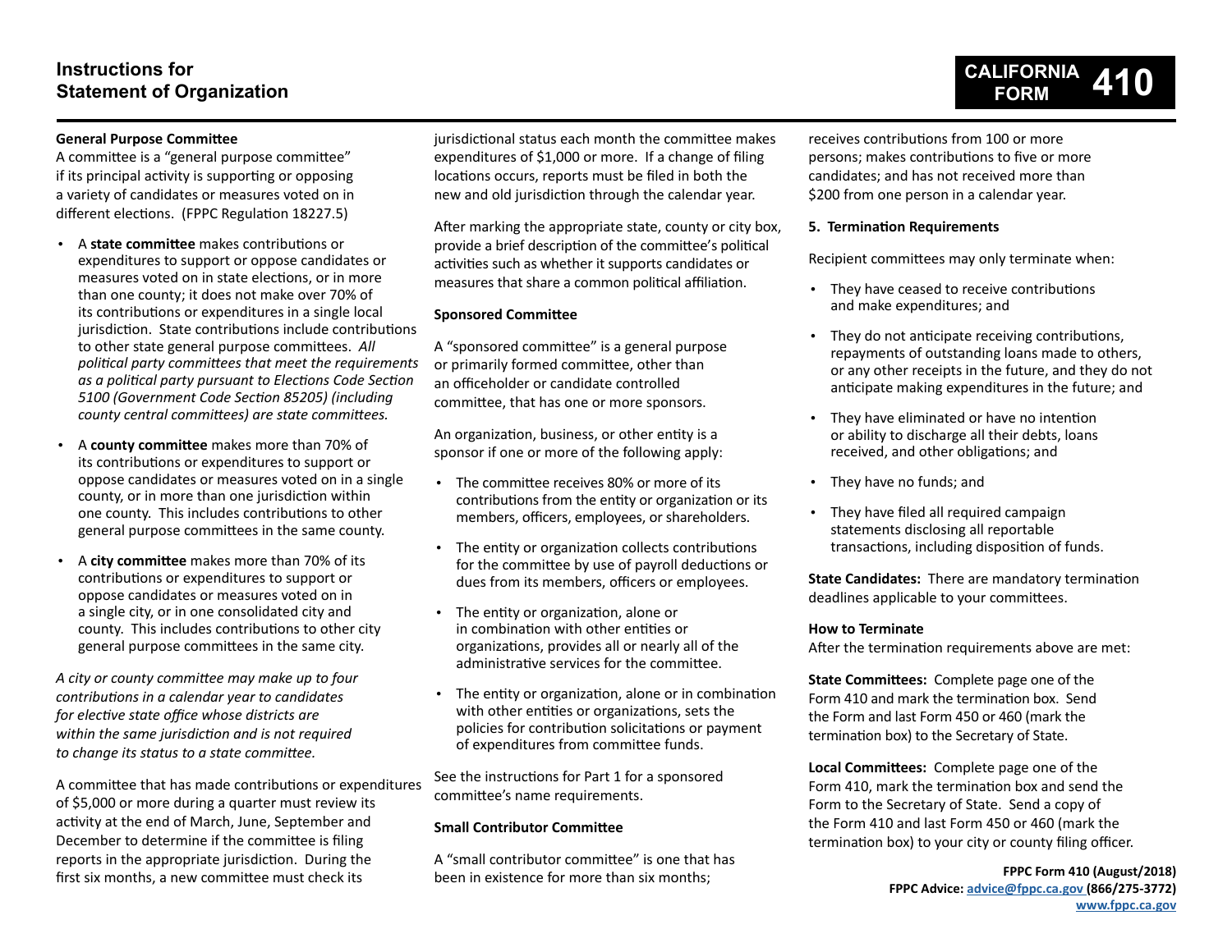## Instructions for Statement of Organization

**CALIFORNIA FORM 410**

**General Purpose Committee**

A committee is a "general purpose committee" if its principal activity is supporting or opposing a variety of candidates or measures voted on in different elections. (FPPC Regulation 18227.5)

- A **state committee** makes contributions or expenditures to support or oppose candidates or measures voted on in state elections, or in more than one county; it does not make over 70% of its contributions or expenditures in a single local jurisdiction. State contributions include contributions to other state general purpose committees. *All political party committees that meet the requirements as a political party pursuant to Elections Code Section 5100 (Government Code Section 85205) (including county central committees) are state committees.*
- A **county committee** makes more than 70% of its contributions or expenditures to support or oppose candidates or measures voted on in a single county, or in more than one jurisdiction within one county. This includes contributions to other general purpose committees in the same county.
- A **city committee** makes more than 70% of its contributions or expenditures to support or oppose candidates or measures voted on in a single city, or in one consolidated city and county. This includes contributions to other city general purpose committees in the same city.

*A city or county committee may make up to four contributions in a calendar year to candidates for elective state office whose districts are within the same jurisdiction and is not required to change its status to a state committee.*

A committee that has made contributions or expenditures of $5,000 or more during a quarter must review its activity at the end of March, June, September and December to determine if the committee is filing reports in the appropriate jurisdiction. During the first six months, a new committee must check its jurisdictional status each month the committee makes expenditures of $1,000 or more. If a change of filing locations occurs, reports must be filed in both the new and old jurisdiction through the calendar year.

After marking the appropriate state, county or city box, provide a brief description of the committee's political activities such as whether it supports candidates or measures that share a common political affiliation.

**Sponsored Committee**

A "sponsored committee" is a general purpose or primarily formed committee, other than an officeholder or candidate controlled committee, that has one or more sponsors.

An organization, business, or other entity is a sponsor if one or more of the following apply:

- The committee receives 80% or more of its contributions from the entity or organization or its members, officers, employees, or shareholders.
- The entity or organization collects contributions for the committee by use of payroll deductions or dues from its members, officers or employees.
- The entity or organization, alone or in combination with other entities or organizations, provides all or nearly all of the administrative services for the committee.
- The entity or organization, alone or in combination with other entities or organizations, sets the policies for contribution solicitations or payment of expenditures from committee funds.

See the instructions for Part 1 for a sponsored committee's name requirements.

**Small Contributor Committee**

A "small contributor committee" is one that has been in existence for more than six months; receives contributions from 100 or more persons; makes contributions to five or more candidates; and has not received more than $200 from one person in a calendar year.

**5. Termination Requirements**

Recipient committees may only terminate when:

- They have ceased to receive contributions and make expenditures; and
- They do not anticipate receiving contributions, repayments of outstanding loans made to others, or any other receipts in the future, and they do not anticipate making expenditures in the future; and
- They have eliminated or have no intention or ability to discharge all their debts, loans received, and other obligations; and
- They have no funds; and
- They have filed all required campaign statements disclosing all reportable transactions, including disposition of funds.

**State Candidates:** There are mandatory termination deadlines applicable to your committees.

**How to Terminate**

After the termination requirements above are met:

**State Committees:** Complete page one of the Form 410 and mark the termination box. Send the Form and last Form 450 or 460 (mark the termination box) to the Secretary of State.

**Local Committees:** Complete page one of the Form 410, mark the termination box and send the Form to the Secretary of State. Send a copy of the Form 410 and last Form 450 or 460 (mark the termination box) to your city or county filing officer.

**FPPC Form 410 (August/2018)**
**FPPC Advice: advice@fppc.ca.gov (866/275-3772)**
**www.fppc.ca.gov**